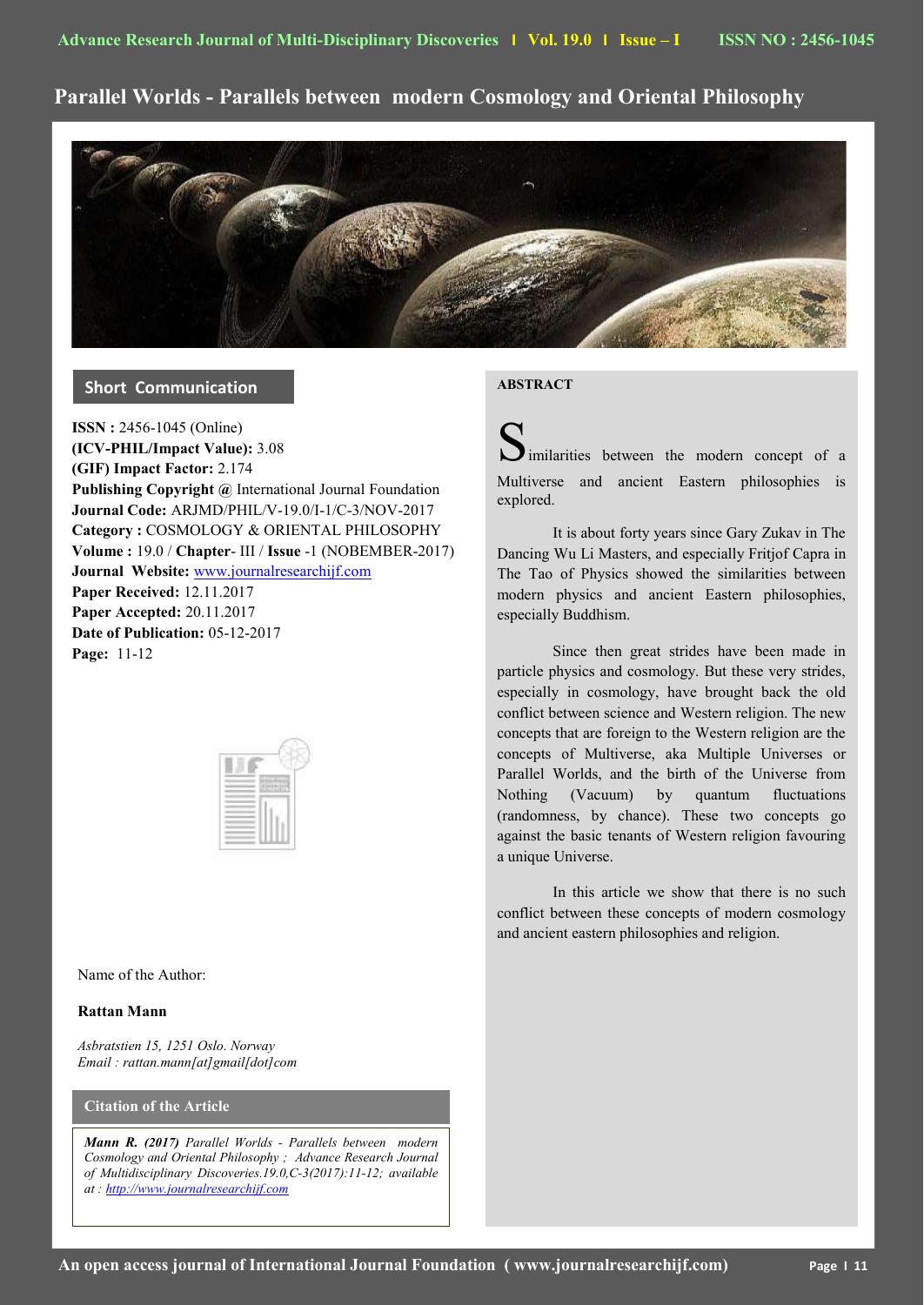# Parallel Worlds - Parallels between modern Cosmology and Oriental Philosophy

## Short Communication

**ISSN :** 2456-1045 (Online)
**(ICV-PHIL/Impact Value):** 3.08
**(GIF) Impact Factor:** 2.174
**Publishing Copyright @** International Journal Foundation
**Journal Code:** ARJMD/PHIL/V-19.0/I-1/C-3/NOV-2017
**Category :** COSMOLOGY & ORIENTAL PHILOSOPHY
**Volume :** 19.0 / **Chapter**- III / **Issue** -1 (NOBEMBER-2017)
**Journal Website:** www.journalresearchijf.com
**Paper Received:** 12.11.2017
**Paper Accepted:** 20.11.2017
**Date of Publication:** 05-12-2017
**Page:** 11-12

Name of the Author:

**Rattan Mann**

*Asbratstien 15, 1251 Oslo. Norway*
*Email : rattan.mann[at]gmail[dot]com*

### Citation of the Article

***Mann R. (2017)*** *Parallel Worlds - Parallels between modern Cosmology and Oriental Philosophy ; Advance Research Journal of Multidisciplinary Discoveries.19.0,C-3(2017):11-12; available at : http://www.journalresearchijf.com*

## ABSTRACT

Similarities between the modern concept of a Multiverse and ancient Eastern philosophies is explored.

It is about forty years since Gary Zukav in The Dancing Wu Li Masters, and especially Fritjof Capra in The Tao of Physics showed the similarities between modern physics and ancient Eastern philosophies, especially Buddhism.

Since then great strides have been made in particle physics and cosmology. But these very strides, especially in cosmology, have brought back the old conflict between science and Western religion. The new concepts that are foreign to the Western religion are the concepts of Multiverse, aka Multiple Universes or Parallel Worlds, and the birth of the Universe from Nothing (Vacuum) by quantum fluctuations (randomness, by chance). These two concepts go against the basic tenants of Western religion favouring a unique Universe.

In this article we show that there is no such conflict between these concepts of modern cosmology and ancient eastern philosophies and religion.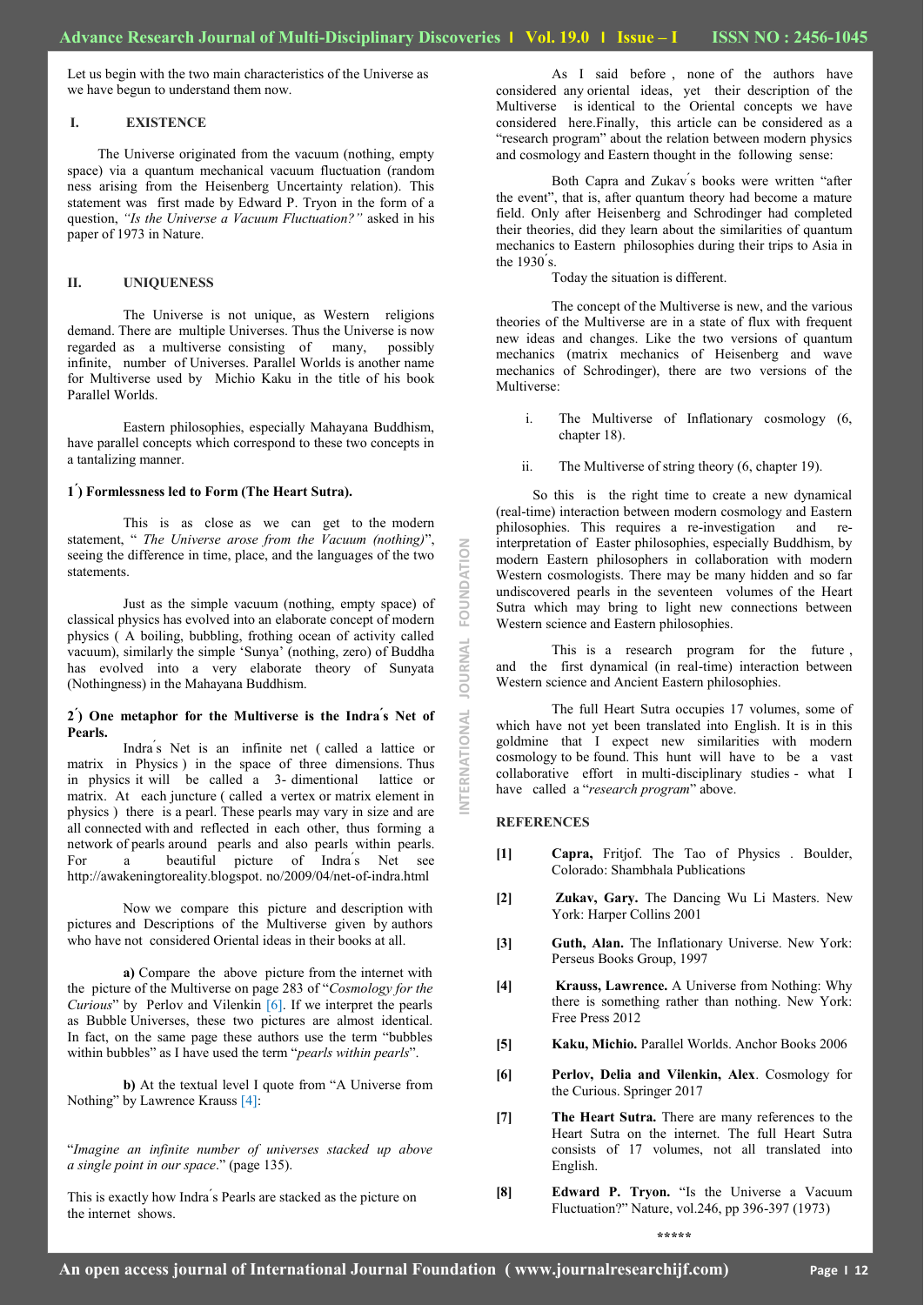Let us begin with the two main characteristics of the Universe as we have begun to understand them now.

## I. EXISTENCE

The Universe originated from the vacuum (nothing, empty space) via a quantum mechanical vacuum fluctuation (random ness arising from the Heisenberg Uncertainty relation). This statement was first made by Edward P. Tryon in the form of a question, *"Is the Universe a Vacuum Fluctuation?"* asked in his paper of 1973 in Nature.

## II. UNIQUENESS

The Universe is not unique, as Western religions demand. There are multiple Universes. Thus the Universe is now regarded as a multiverse consisting of many, possibly infinite, number of Universes. Parallel Worlds is another name for Multiverse used by Michio Kaku in the title of his book Parallel Worlds.

Eastern philosophies, especially Mahayana Buddhism, have parallel concepts which correspond to these two concepts in a tantalizing manner.

**1´) Formlessness led to Form (The Heart Sutra).**

This is as close as we can get to the modern statement, " *The Universe arose from the Vacuum (nothing)*", seeing the difference in time, place, and the languages of the two statements.

Just as the simple vacuum (nothing, empty space) of classical physics has evolved into an elaborate concept of modern physics ( A boiling, bubbling, frothing ocean of activity called vacuum), similarly the simple 'Sunya' (nothing, zero) of Buddha has evolved into a very elaborate theory of Sunyata (Nothingness) in the Mahayana Buddhism.

**2´) One metaphor for the Multiverse is the Indra´s Net of Pearls.**

Indra´s Net is an infinite net ( called a lattice or matrix in Physics ) in the space of three dimensions. Thus in physics it will be called a 3- dimentional lattice or matrix. At each juncture ( called a vertex or matrix element in physics ) there is a pearl. These pearls may vary in size and are all connected with and reflected in each other, thus forming a network of pearls around pearls and also pearls within pearls. For a beautiful picture of Indra´s Net see http://awakeningtoreality.blogspot. no/2009/04/net-of-indra.html

Now we compare this picture and description with pictures and Descriptions of the Multiverse given by authors who have not considered Oriental ideas in their books at all.

**a)** Compare the above picture from the internet with the picture of the Multiverse on page 283 of "*Cosmology for the Curious*" by Perlov and Vilenkin [6]. If we interpret the pearls as Bubble Universes, these two pictures are almost identical. In fact, on the same page these authors use the term "bubbles within bubbles" as I have used the term "*pearls within pearls*".

**b)** At the textual level I quote from "A Universe from Nothing" by Lawrence Krauss [4]:

"*Imagine an infinite number of universes stacked up above a single point in our space*." (page 135).

This is exactly how Indra´s Pearls are stacked as the picture on the internet shows.

As I said before , none of the authors have considered any oriental ideas, yet their description of the Multiverse is identical to the Oriental concepts we have considered here.Finally, this article can be considered as a "research program" about the relation between modern physics and cosmology and Eastern thought in the following sense:

Both Capra and Zukav´s books were written "after the event", that is, after quantum theory had become a mature field. Only after Heisenberg and Schrodinger had completed their theories, did they learn about the similarities of quantum mechanics to Eastern philosophies during their trips to Asia in the 1930´s.

Today the situation is different.

The concept of the Multiverse is new, and the various theories of the Multiverse are in a state of flux with frequent new ideas and changes. Like the two versions of quantum mechanics (matrix mechanics of Heisenberg and wave mechanics of Schrodinger), there are two versions of the Multiverse:

i. The Multiverse of Inflationary cosmology (6, chapter 18).

ii. The Multiverse of string theory (6, chapter 19).

So this is the right time to create a new dynamical (real-time) interaction between modern cosmology and Eastern philosophies. This requires a re-investigation and re-interpretation of Easter philosophies, especially Buddhism, by modern Eastern philosophers in collaboration with modern Western cosmologists. There may be many hidden and so far undiscovered pearls in the seventeen volumes of the Heart Sutra which may bring to light new connections between Western science and Eastern philosophies.

This is a research program for the future , and the first dynamical (in real-time) interaction between Western science and Ancient Eastern philosophies.

The full Heart Sutra occupies 17 volumes, some of which have not yet been translated into English. It is in this goldmine that I expect new similarities with modern cosmology to be found. This hunt will have to be a vast collaborative effort in multi-disciplinary studies - what I have called a "*research program*" above.

## REFERENCES

[1] **Capra,** Fritjof. The Tao of Physics . Boulder, Colorado: Shambhala Publications

[2] **Zukav, Gary.** The Dancing Wu Li Masters. New York: Harper Collins 2001

[3] **Guth, Alan.** The Inflationary Universe. New York: Perseus Books Group, 1997

[4] **Krauss, Lawrence.** A Universe from Nothing: Why there is something rather than nothing. New York: Free Press 2012

[5] **Kaku, Michio.** Parallel Worlds. Anchor Books 2006

[6] **Perlov, Delia and Vilenkin, Alex**. Cosmology for the Curious. Springer 2017

[7] **The Heart Sutra.** There are many references to the Heart Sutra on the internet. The full Heart Sutra consists of 17 volumes, not all translated into English.

[8] **Edward P. Tryon.** "Is the Universe a Vacuum Fluctuation?" Nature, vol.246, pp 396-397 (1973)

*****